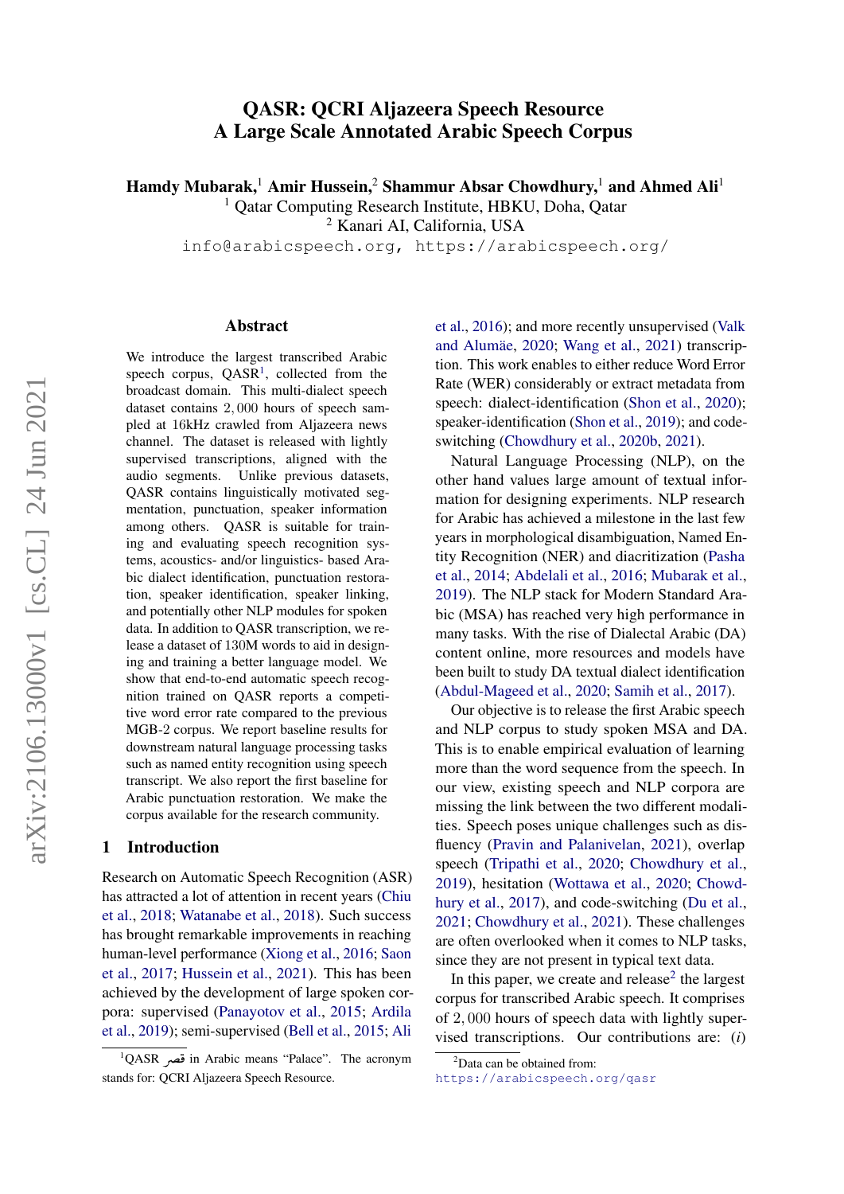# QASR: QCRI Aljazeera Speech Resource
# A Large Scale Annotated Arabic Speech Corpus

**Hamdy Mubarak,[1] Amir Hussein,[2] Shammur Absar Chowdhury,[1] and Ahmed Ali[1]**

[1] Qatar Computing Research Institute, HBKU, Doha, Qatar
[2] Kanari AI, California, USA

info@arabicspeech.org, https://arabicspeech.org/

## Abstract

We introduce the largest transcribed Arabic speech corpus, QASR[1], collected from the broadcast domain. This multi-dialect speech dataset contains $2,000$ hours of speech sampled at 16kHz crawled from Aljazeera news channel. The dataset is released with lightly supervised transcriptions, aligned with the audio segments. Unlike previous datasets, QASR contains linguistically motivated segmentation, punctuation, speaker information among others. QASR is suitable for training and evaluating speech recognition systems, acoustics- and/or linguistics- based Arabic dialect identification, punctuation restoration, speaker identification, speaker linking, and potentially other NLP modules for spoken data. In addition to QASR transcription, we release a dataset of 130M words to aid in designing and training a better language model. We show that end-to-end automatic speech recognition trained on QASR reports a competitive word error rate compared to the previous MGB-2 corpus. We report baseline results for downstream natural language processing tasks such as named entity recognition using speech transcript. We also report the first baseline for Arabic punctuation restoration. We make the corpus available for the research community.

## 1 Introduction

Research on Automatic Speech Recognition (ASR) has attracted a lot of attention in recent years (Chiu et al., 2018; Watanabe et al., 2018). Such success has brought remarkable improvements in reaching human-level performance (Xiong et al., 2016; Saon et al., 2017; Hussein et al., 2021). This has been achieved by the development of large spoken corpora: supervised (Panayotov et al., 2015; Ardila et al., 2019); semi-supervised (Bell et al., 2015; Ali et al., 2016); and more recently unsupervised (Valk and Alumäe, 2020; Wang et al., 2021) transcription. This work enables to either reduce Word Error Rate (WER) considerably or extract metadata from speech: dialect-identification (Shon et al., 2020); speaker-identification (Shon et al., 2019); and code-switching (Chowdhury et al., 2020b, 2021).

Natural Language Processing (NLP), on the other hand values large amount of textual information for designing experiments. NLP research for Arabic has achieved a milestone in the last few years in morphological disambiguation, Named Entity Recognition (NER) and diacritization (Pasha et al., 2014; Abdelali et al., 2016; Mubarak et al., 2019). The NLP stack for Modern Standard Arabic (MSA) has reached very high performance in many tasks. With the rise of Dialectal Arabic (DA) content online, more resources and models have been built to study DA textual dialect identification (Abdul-Mageed et al., 2020; Samih et al., 2017).

Our objective is to release the first Arabic speech and NLP corpus to study spoken MSA and DA. This is to enable empirical evaluation of learning more than the word sequence from the speech. In our view, existing speech and NLP corpora are missing the link between the two different modalities. Speech poses unique challenges such as disfluency (Pravin and Palanivelan, 2021), overlap speech (Tripathi et al., 2020; Chowdhury et al., 2019), hesitation (Wottawa et al., 2020; Chowdhury et al., 2017), and code-switching (Du et al., 2021; Chowdhury et al., 2021). These challenges are often overlooked when it comes to NLP tasks, since they are not present in typical text data.

In this paper, we create and release[2] the largest corpus for transcribed Arabic speech. It comprises of $2,000$ hours of speech data with lightly supervised transcriptions. Our contributions are: (*i*)

[1] QASR قصر in Arabic means "Palace". The acronym stands for: QCRI Aljazeera Speech Resource.

[2] Data can be obtained from: https://arabicspeech.org/qasr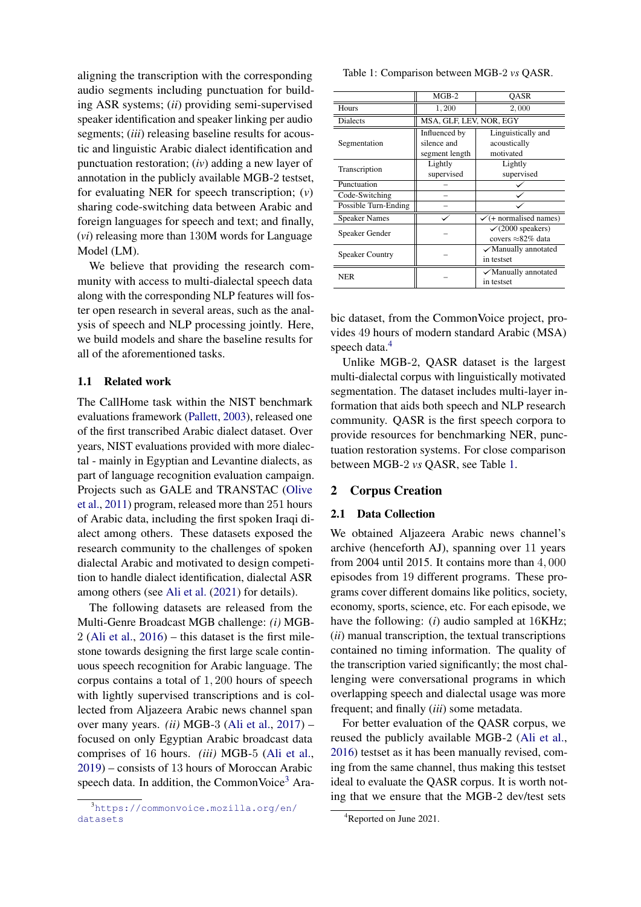aligning the transcription with the corresponding audio segments including punctuation for building ASR systems; (*ii*) providing semi-supervised speaker identification and speaker linking per audio segments; (*iii*) releasing baseline results for acoustic and linguistic Arabic dialect identification and punctuation restoration; (*iv*) adding a new layer of annotation in the publicly available MGB-2 testset, for evaluating NER for speech transcription; (*v*) sharing code-switching data between Arabic and foreign languages for speech and text; and finally, (*vi*) releasing more than 130M words for Language Model (LM).

We believe that providing the research community with access to multi-dialectal speech data along with the corresponding NLP features will foster open research in several areas, such as the analysis of speech and NLP processing jointly. Here, we build models and share the baseline results for all of the aforementioned tasks.

### 1.1 Related work

The CallHome task within the NIST benchmark evaluations framework (Pallett, 2003), released one of the first transcribed Arabic dialect dataset. Over years, NIST evaluations provided with more dialectal - mainly in Egyptian and Levantine dialects, as part of language recognition evaluation campaign. Projects such as GALE and TRANSTAC (Olive et al., 2011) program, released more than 251 hours of Arabic data, including the first spoken Iraqi dialect among others. These datasets exposed the research community to the challenges of spoken dialectal Arabic and motivated to design competition to handle dialect identification, dialectal ASR among others (see Ali et al. (2021) for details).

The following datasets are released from the Multi-Genre Broadcast MGB challenge: *(i)* MGB-2 (Ali et al., 2016) – this dataset is the first milestone towards designing the first large scale continuous speech recognition for Arabic language. The corpus contains a total of 1,200 hours of speech with lightly supervised transcriptions and is collected from Aljazeera Arabic news channel span over many years. *(ii)* MGB-3 (Ali et al., 2017) – focused on only Egyptian Arabic broadcast data comprises of 16 hours. *(iii)* MGB-5 (Ali et al., 2019) – consists of 13 hours of Moroccan Arabic speech data. In addition, the CommonVoice[3] Arabic dataset, from the CommonVoice project, provides 49 hours of modern standard Arabic (MSA) speech data.[4]

Table 1: Comparison between MGB-2 *vs* QASR.

| | MGB-2 | QASR |
|---|---|---|
| Hours | 1,200 | 2,000 |
| Dialects | MSA, GLF, LEV, NOR, EGY | |
| Segmentation | Influenced by silence and segment length | Linguistically and acoustically motivated |
| Transcription | Lightly supervised | Lightly supervised |
| Punctuation | – | ✓ |
| Code-Switching | – | ✓ |
| Possible Turn-Ending | – | ✓ |
| Speaker Names | ✓ | ✓(+ normalised names) |
| Speaker Gender | – | ✓(2000 speakers) covers ≈82% data |
| Speaker Country | – | ✓Manually annotated in testset |
| NER | – | ✓Manually annotated in testset |

Unlike MGB-2, QASR dataset is the largest multi-dialectal corpus with linguistically motivated segmentation. The dataset includes multi-layer information that aids both speech and NLP research community. QASR is the first speech corpora to provide resources for benchmarking NER, punctuation restoration systems. For close comparison between MGB-2 *vs* QASR, see Table 1.

## 2 Corpus Creation

### 2.1 Data Collection

We obtained Aljazeera Arabic news channel's archive (henceforth AJ), spanning over 11 years from 2004 until 2015. It contains more than 4,000 episodes from 19 different programs. These programs cover different domains like politics, society, economy, sports, science, etc. For each episode, we have the following: (*i*) audio sampled at 16KHz; (*ii*) manual transcription, the textual transcriptions contained no timing information. The quality of the transcription varied significantly; the most challenging were conversational programs in which overlapping speech and dialectal usage was more frequent; and finally (*iii*) some metadata.

For better evaluation of the QASR corpus, we reused the publicly available MGB-2 (Ali et al., 2016) testset as it has been manually revised, coming from the same channel, thus making this testset ideal to evaluate the QASR corpus. It is worth noting that we ensure that the MGB-2 dev/test sets

[3] https://commonvoice.mozilla.org/en/datasets

[4] Reported on June 2021.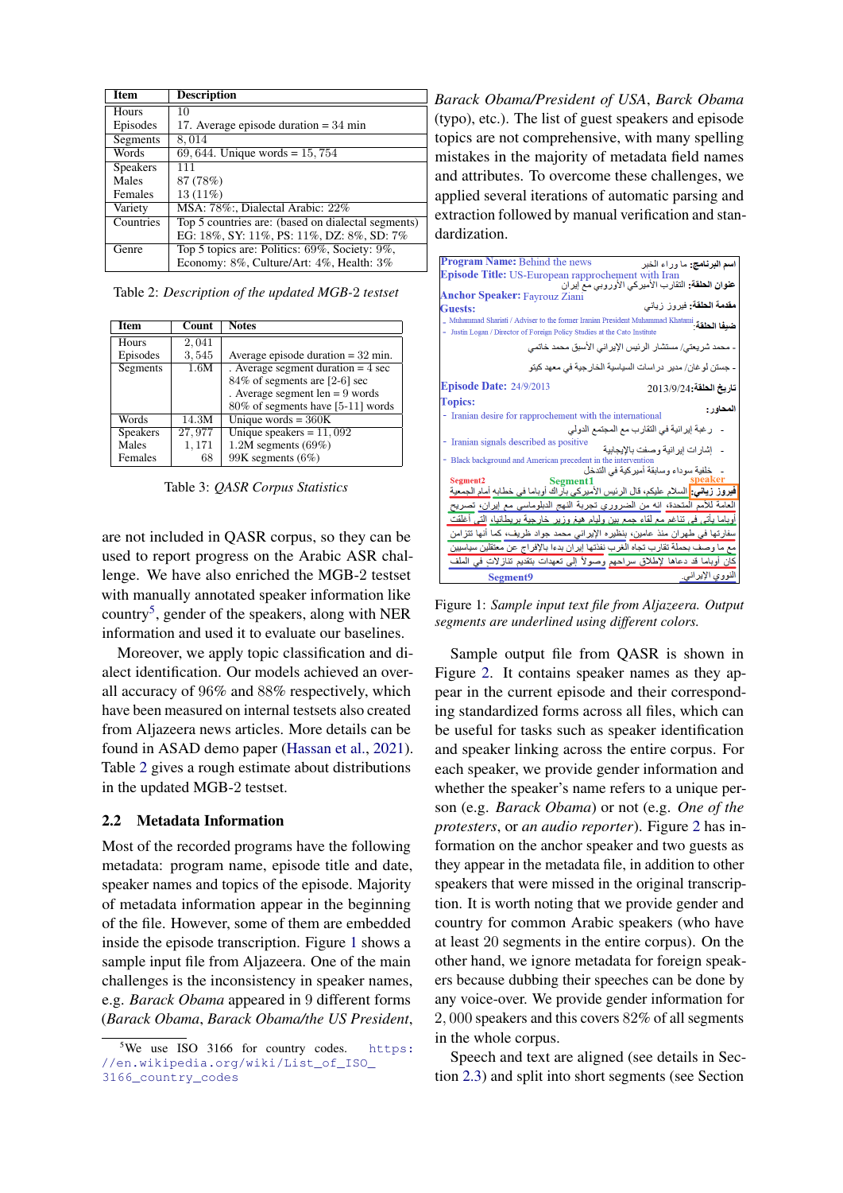| Item | Description |
|---|---|
| Hours | 10 |
| Episodes | 17. Average episode duration = 34 min |
| Segments | 8,014 |
| Words | 69,644. Unique words = 15,754 |
| Speakers | 111 |
| Males | 87 (78%) |
| Females | 13 (11%) |
| Variety | MSA: 78%:, Dialectal Arabic: 22% |
| Countries | Top 5 countries are: (based on dialectal segments) EG: 18%, SY: 11%, PS: 11%, DZ: 8%, SD: 7% |
| Genre | Top 5 topics are: Politics: 69%, Society: 9%, Economy: 8%, Culture/Art: 4%, Health: 3% |

Table 2: *Description of the updated MGB-2 testset*

| Item | Count | Notes |
|---|---|---|
| Hours | 2,041 | |
| Episodes | 3,545 | Average episode duration = 32 min. |
| Segments | 1.6M | . Average segment duration = 4 sec<br>84% of segments are [2-6] sec<br>. Average segment len = 9 words<br>80% of segments have [5-11] words |
| Words | 14.3M | Unique words = 360K |
| Speakers | 27,977 | Unique speakers = 11,092 |
| Males | 1,171 | 1.2M segments (69%) |
| Females | 68 | 99K segments (6%) |

Table 3: *QASR Corpus Statistics*

are not included in QASR corpus, so they can be used to report progress on the Arabic ASR challenge. We have also enriched the MGB-2 testset with manually annotated speaker information like country[5], gender of the speakers, along with NER information and used it to evaluate our baselines.

Moreover, we apply topic classification and dialect identification. Our models achieved an overall accuracy of 96% and 88% respectively, which have been measured on internal testsets also created from Aljazeera news articles. More details can be found in ASAD demo paper (Hassan et al., 2021). Table 2 gives a rough estimate about distributions in the updated MGB-2 testset.

## 2.2 Metadata Information

Most of the recorded programs have the following metadata: program name, episode title and date, speaker names and topics of the episode. Majority of metadata information appear in the beginning of the file. However, some of them are embedded inside the episode transcription. Figure 1 shows a sample input file from Aljazeera. One of the main challenges is the inconsistency in speaker names, e.g. *Barack Obama* appeared in 9 different forms (*Barack Obama*, *Barack Obama/the US President*, *Barack Obama/President of USA*, *Barck Obama* (typo), etc.). The list of guest speakers and episode topics are not comprehensive, with many spelling mistakes in the majority of metadata field names and attributes. To overcome these challenges, we applied several iterations of automatic parsing and extraction followed by manual verification and standardization.

Figure 1: *Sample input text file from Aljazeera. Output segments are underlined using different colors.*

Sample output file from QASR is shown in Figure 2. It contains speaker names as they appear in the current episode and their corresponding standardized forms across all files, which can be useful for tasks such as speaker identification and speaker linking across the entire corpus. For each speaker, we provide gender information and whether the speaker's name refers to a unique person (e.g. *Barack Obama*) or not (e.g. *One of the protesters*, or *an audio reporter*). Figure 2 has information on the anchor speaker and two guests as they appear in the metadata file, in addition to other speakers that were missed in the original transcription. It is worth noting that we provide gender and country for common Arabic speakers (who have at least 20 segments in the entire corpus). On the other hand, we ignore metadata for foreign speakers because dubbing their speeches can be done by any voice-over. We provide gender information for 2,000 speakers and this covers 82% of all segments in the whole corpus.

Speech and text are aligned (see details in Section 2.3) and split into short segments (see Section

[5] We use ISO 3166 for country codes. https://en.wikipedia.org/wiki/List_of_ISO_3166_country_codes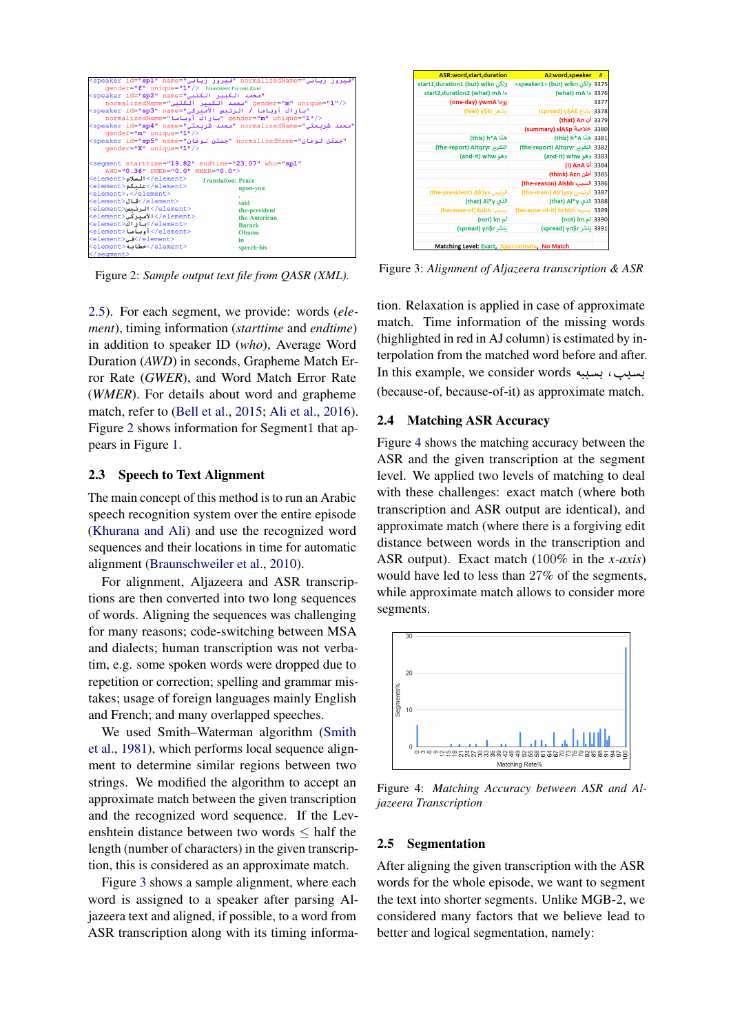```
<speaker id="sp1" name="فيروز زياني" normalizedName="فيروز زياني" gender="f" unique="1"/>   Translation: Fayrouz Ziani
<speaker id="sp2" name="محمد الكبير الكتبي" normalizedName="محمد الكبير الكتبي" gender="m" unique="1"/>
<speaker id="sp3" name="باراك أوباما / الرئيس الأمريكي" normalizedName="باراك أوباما" gender="m" unique="1"/>
<speaker id="sp4" name="محمد شريف" normalizedName="محمد شريف" gender="m" unique="1"/>
<speaker id="sp5" name="جستن لوغان" normalizedName="جستن لوغان" gender="X" unique="1"/>

<segment starttime="19.82" endtime="23.07" who="sp1"
  AWD="0.36" PMER="0.0" WMER="0.0">
<element>السلام</element>      Translation: Peace
<element>عليكم</element>        upon-you
<element>.</element>            .
<element>قال</element>          said
<element>الرئيس</element>       the-president
<element>الأمريكي</element>     the-American
<element>باراك</element>        Barack
<element>أوباما</element>       Obama
<element>في</element>           in
<element>خطابه</element>        speech-his
</segment>
```

Figure 2: *Sample output text file from QASR (XML).*

| ASR:word,start,duration | AJ:word,speaker | # |
|---|---|---|
| start1,duration1 (but) wlkn ولكن | <speaker1> (but) wlkn ولكن | 3375 |
| start2,duration2 (what) mA ما | (what) mA ما | 3376 |
| (one-day) ywmA يوما | | 3377 |
| (feel) y$Er يشعر | (spread) y$AE يشاع | 3378 |
| | (that) An أن | 3379 |
| | (summary) xlASp خلاصة | 3380 |
| (this) h*A هذا | (this) h*A هذا | 3381 |
| (the-report) Altqryr التقرير | (the-report) Altqryr التقرير | 3382 |
| (and-it) whw وهو | (and-it) whw وهو | 3383 |
| | (I) AnA أنا | 3384 |
| | (think) Azn أظن | 3385 |
| | (the-reason) Alsbb السبب | 3386 |
| (the-president) Alr}ys الرئيس | (the-main) Alr}ysy الرئيسي | 3387 |
| (that) Al*y الذي | (that) Al*y الذي | 3388 |
| (because-of) bsbb بسبب | (because-of-it) bsbbh بسببه | 3389 |
| (not) lm لم | (not) lm لم | 3390 |
| (spread) yn$r ينشر | (spread) yn$r ينشر | 3391 |

Matching Level: Exact, Approximate, No Match

Figure 3: *Alignment of Aljazeera transcription & ASR*

2.5). For each segment, we provide: words (*element*), timing information (*starttime* and *endtime*) in addition to speaker ID (*who*), Average Word Duration (*AWD*) in seconds, Grapheme Match Error Rate (*GWER*), and Word Match Error Rate (*WMER*). For details about word and grapheme match, refer to (Bell et al., 2015; Ali et al., 2016). Figure 2 shows information for Segment1 that appears in Figure 1.

## 2.3 Speech to Text Alignment

The main concept of this method is to run an Arabic speech recognition system over the entire episode (Khurana and Ali) and use the recognized word sequences and their locations in time for automatic alignment (Braunschweiler et al., 2010).

For alignment, Aljazeera and ASR transcriptions are then converted into two long sequences of words. Aligning the sequences was challenging for many reasons; code-switching between MSA and dialects; human transcription was not verbatim, e.g. some spoken words were dropped due to repetition or correction; spelling and grammar mistakes; usage of foreign languages mainly English and French; and many overlapped speeches.

We used Smith–Waterman algorithm (Smith et al., 1981), which performs local sequence alignment to determine similar regions between two strings. We modified the algorithm to accept an approximate match between the given transcription and the recognized word sequence. If the Levenshtein distance between two words $\leq$ half the length (number of characters) in the given transcription, this is considered as an approximate match.

Figure 3 shows a sample alignment, where each word is assigned to a speaker after parsing Aljazeera text and aligned, if possible, to a word from ASR transcription along with its timing information. Relaxation is applied in case of approximate match. Time information of the missing words (highlighted in red in AJ column) is estimated by interpolation from the matched word before and after. In this example, we consider words بسبب ،بسببه (because-of, because-of-it) as approximate match.

## 2.4 Matching ASR Accuracy

Figure 4 shows the matching accuracy between the ASR and the given transcription at the segment level. We applied two levels of matching to deal with these challenges: exact match (where both transcription and ASR output are identical), and approximate match (where there is a forgiving edit distance between words in the transcription and ASR output). Exact match (100% in the *x-axis*) would have led to less than 27% of the segments, while approximate match allows to consider more segments.

Figure 4: *Matching Accuracy between ASR and Aljazeera Transcription*

## 2.5 Segmentation

After aligning the given transcription with the ASR words for the whole episode, we want to segment the text into shorter segments. Unlike MGB-2, we considered many factors that we believe lead to better and logical segmentation, namely: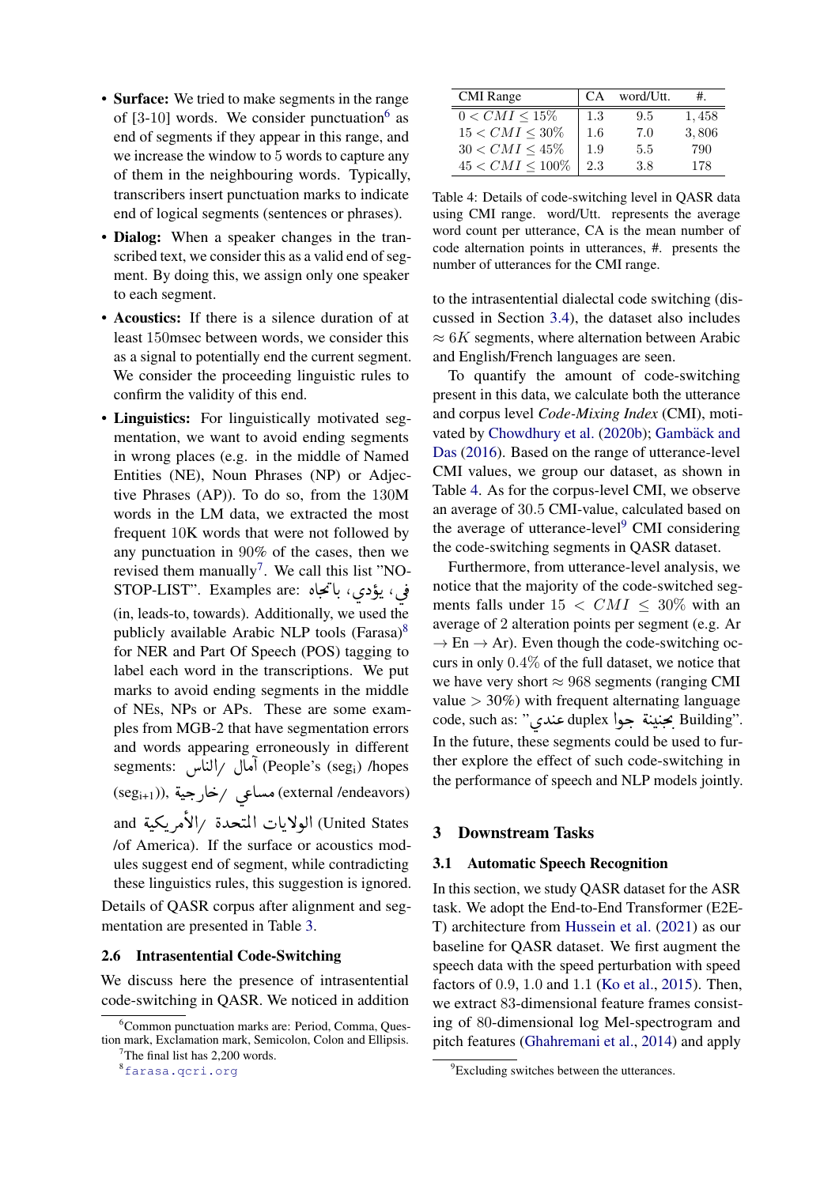- **Surface:** We tried to make segments in the range of [3-10] words. We consider punctuation[6] as end of segments if they appear in this range, and we increase the window to 5 words to capture any of them in the neighbouring words. Typically, transcribers insert punctuation marks to indicate end of logical segments (sentences or phrases).
- **Dialog:** When a speaker changes in the transcribed text, we consider this as a valid end of segment. By doing this, we assign only one speaker to each segment.
- **Acoustics:** If there is a silence duration of at least 150msec between words, we consider this as a signal to potentially end the current segment. We consider the proceeding linguistic rules to confirm the validity of this end.
- **Linguistics:** For linguistically motivated segmentation, we want to avoid ending segments in wrong places (e.g. in the middle of Named Entities (NE), Noun Phrases (NP) or Adjective Phrases (AP)). To do so, from the 130M words in the LM data, we extracted the most frequent 10K words that were not followed by any punctuation in 90% of the cases, then we revised them manually[7]. We call this list "NO-STOP-LIST". Examples are: في، يؤدي، باتجاه (in, leads-to, towards). Additionally, we used the publicly available Arabic NLP tools (Farasa)[8] for NER and Part Of Speech (POS) tagging to label each word in the transcriptions. We put marks to avoid ending segments in the middle of NEs, NPs or APs. These are some examples from MGB-2 that have segmentation errors and words appearing erroneously in different segments: آمال /الناس (People's (seg$_i$) /hopes (seg$_{i+1}$)), مساعي /خارجية (external /endeavors) and الولايات المتحدة /الأمريكية (United States /of America). If the surface or acoustics modules suggest end of segment, while contradicting these linguistics rules, this suggestion is ignored.

Details of QASR corpus after alignment and segmentation are presented in Table 3.

### 2.6 Intrasentential Code-Switching

We discuss here the presence of intrasentential code-switching in QASR. We noticed in addition to the intrasentential dialectal code switching (discussed in Section 3.4), the dataset also includes $\approx 6K$ segments, where alternation between Arabic and English/French languages are seen.

| CMI Range | CA | word/Utt. | #. |
|---|---|---|---|
| $0 < CMI \leq 15\%$ | 1.3 | 9.5 | 1,458 |
| $15 < CMI \leq 30\%$ | 1.6 | 7.0 | 3,806 |
| $30 < CMI \leq 45\%$ | 1.9 | 5.5 | 790 |
| $45 < CMI \leq 100\%$ | 2.3 | 3.8 | 178 |

Table 4: Details of code-switching level in QASR data using CMI range. word/Utt. represents the average word count per utterance, CA is the mean number of code alternation points in utterances, #. presents the number of utterances for the CMI range.

To quantify the amount of code-switching present in this data, we calculate both the utterance and corpus level *Code-Mixing Index* (CMI), motivated by Chowdhury et al. (2020b); Gambäck and Das (2016). Based on the range of utterance-level CMI values, we group our dataset, as shown in Table 4. As for the corpus-level CMI, we observe an average of 30.5 CMI-value, calculated based on the average of utterance-level[9] CMI considering the code-switching segments in QASR dataset.

Furthermore, from utterance-level analysis, we notice that the majority of the code-switched segments falls under $15 < CMI \leq 30\%$ with an average of 2 alteration points per segment (e.g. Ar → En → Ar). Even though the code-switching occurs in only 0.4% of the full dataset, we notice that we have very short $\approx 968$ segments (ranging CMI value $> 30\%$) with frequent alternating language code, such as: "عندي duplex بجنينة جوا Building". In the future, these segments could be used to further explore the effect of such code-switching in the performance of speech and NLP models jointly.

## 3 Downstream Tasks

### 3.1 Automatic Speech Recognition

In this section, we study QASR dataset for the ASR task. We adopt the End-to-End Transformer (E2E-T) architecture from Hussein et al. (2021) as our baseline for QASR dataset. We first augment the speech data with the speed perturbation with speed factors of 0.9, 1.0 and 1.1 (Ko et al., 2015). Then, we extract 83-dimensional feature frames consisting of 80-dimensional log Mel-spectrogram and pitch features (Ghahremani et al., 2014) and apply

[6] Common punctuation marks are: Period, Comma, Question mark, Exclamation mark, Semicolon, Colon and Ellipsis.

[7] The final list has 2,200 words.

[8] farasa.qcri.org

[9] Excluding switches between the utterances.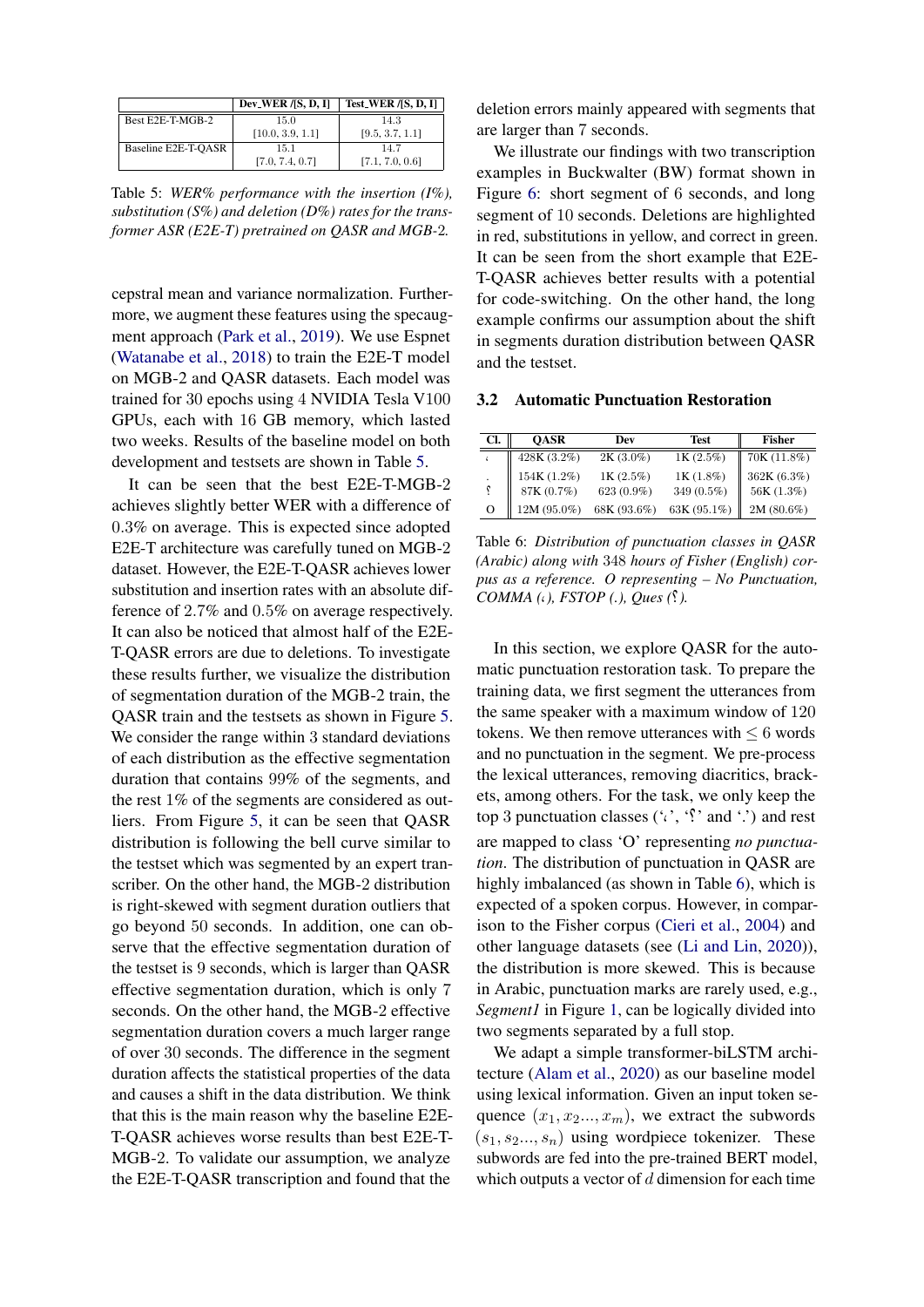|  | Dev_WER /[S, D, I] | Test_WER /[S, D, I] |
|---|---|---|
| Best E2E-T-MGB-2 | 15.0<br>[10.0, 3.9, 1.1] | 14.3<br>[9.5, 3.7, 1.1] |
| Baseline E2E-T-QASR | 15.1<br>[7.0, 7.4, 0.7] | 14.7<br>[7.1, 7.0, 0.6] |

Table 5: *WER% performance with the insertion (I%), substitution (S%) and deletion (D%) rates for the transformer ASR (E2E-T) pretrained on QASR and MGB-2.*

cepstral mean and variance normalization. Furthermore, we augment these features using the specaugment approach (Park et al., 2019). We use Espnet (Watanabe et al., 2018) to train the E2E-T model on MGB-2 and QASR datasets. Each model was trained for 30 epochs using 4 NVIDIA Tesla V100 GPUs, each with 16 GB memory, which lasted two weeks. Results of the baseline model on both development and testsets are shown in Table 5.

It can be seen that the best E2E-T-MGB-2 achieves slightly better WER with a difference of 0.3% on average. This is expected since adopted E2E-T architecture was carefully tuned on MGB-2 dataset. However, the E2E-T-QASR achieves lower substitution and insertion rates with an absolute difference of 2.7% and 0.5% on average respectively. It can also be noticed that almost half of the E2E-T-QASR errors are due to deletions. To investigate these results further, we visualize the distribution of segmentation duration of the MGB-2 train, the QASR train and the testsets as shown in Figure 5. We consider the range within 3 standard deviations of each distribution as the effective segmentation duration that contains 99% of the segments, and the rest 1% of the segments are considered as outliers. From Figure 5, it can be seen that QASR distribution is following the bell curve similar to the testset which was segmented by an expert transcriber. On the other hand, the MGB-2 distribution is right-skewed with segment duration outliers that go beyond 50 seconds. In addition, one can observe that the effective segmentation duration of the testset is 9 seconds, which is larger than QASR effective segmentation duration, which is only 7 seconds. On the other hand, the MGB-2 effective segmentation duration covers a much larger range of over 30 seconds. The difference in the segment duration affects the statistical properties of the data and causes a shift in the data distribution. We think that this is the main reason why the baseline E2E-T-QASR achieves worse results than best E2E-T-MGB-2. To validate our assumption, we analyze the E2E-T-QASR transcription and found that the deletion errors mainly appeared with segments that are larger than 7 seconds.

We illustrate our findings with two transcription examples in Buckwalter (BW) format shown in Figure 6: short segment of 6 seconds, and long segment of 10 seconds. Deletions are highlighted in red, substitutions in yellow, and correct in green. It can be seen from the short example that E2E-T-QASR achieves better results with a potential for code-switching. On the other hand, the long example confirms our assumption about the shift in segments duration distribution between QASR and the testset.

### 3.2 Automatic Punctuation Restoration

| Cl. | QASR | Dev | Test | Fisher |
|---|---|---|---|---|
| ، | 428K (3.2%) | 2K (3.0%) | 1K (2.5%) | 70K (11.8%) |
| . | 154K (1.2%) | 1K (2.5%) | 1K (1.8%) | 362K (6.3%) |
| ؟ | 87K (0.7%) | 623 (0.9%) | 349 (0.5%) | 56K (1.3%) |
| O | 12M (95.0%) | 68K (93.6%) | 63K (95.1%) | 2M (80.6%) |

Table 6: *Distribution of punctuation classes in QASR (Arabic) along with 348 hours of Fisher (English) corpus as a reference. O representing – No Punctuation, COMMA (،), FSTOP (.), Ques (؟).*

In this section, we explore QASR for the automatic punctuation restoration task. To prepare the training data, we first segment the utterances from the same speaker with a maximum window of 120 tokens. We then remove utterances with $\leq 6$ words and no punctuation in the segment. We pre-process the lexical utterances, removing diacritics, brackets, among others. For the task, we only keep the top 3 punctuation classes ('،', '؟' and '.') and rest are mapped to class 'O' representing *no punctuation*. The distribution of punctuation in QASR are highly imbalanced (as shown in Table 6), which is expected of a spoken corpus. However, in comparison to the Fisher corpus (Cieri et al., 2004) and other language datasets (see (Li and Lin, 2020)), the distribution is more skewed. This is because in Arabic, punctuation marks are rarely used, e.g., *Segment1* in Figure 1, can be logically divided into two segments separated by a full stop.

We adapt a simple transformer-biLSTM architecture (Alam et al., 2020) as our baseline model using lexical information. Given an input token sequence $(x_1, x_2..., x_m)$, we extract the subwords $(s_1, s_2..., s_n)$ using wordpiece tokenizer. These subwords are fed into the pre-trained BERT model, which outputs a vector of $d$ dimension for each time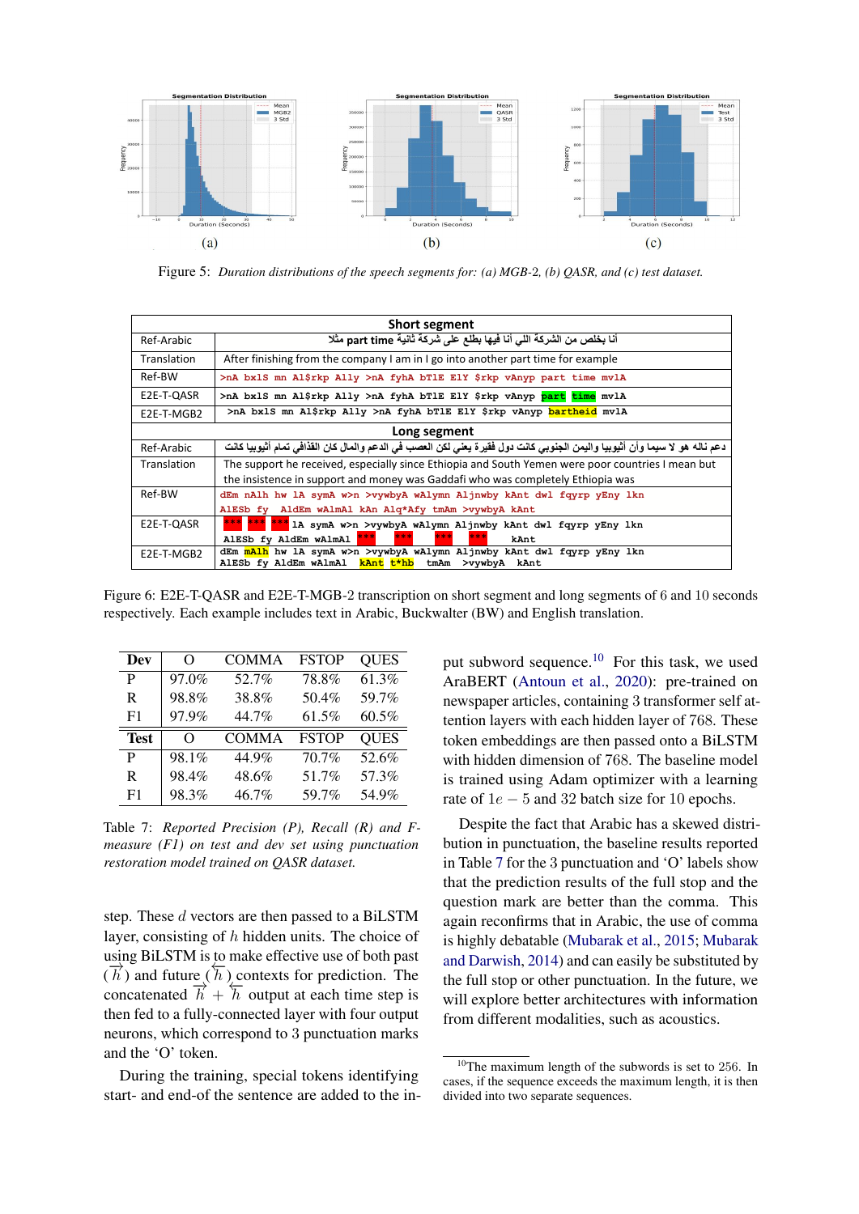Figure 5: *Duration distributions of the speech segments for: (a) MGB-2, (b) QASR, and (c) test dataset.*

| **Short segment** | |
|---|---|
| Ref-Arabic | أنا بخلص من الشركة اللي أنا فيها بطلع على شركة ثانية part time مثلا |
| Translation | After finishing from the company I am in I go into another part time for example |
| Ref-BW | >nA bxlS mn Al$rkp Ally >nA fyhA bTlE ElY $rkp vAnyp part time mvlA |
| E2E-T-QASR | >nA bxlS mn Al$rkp Ally >nA fyhA bTlE ElY $rkp vAnyp part time mvlA |
| E2E-T-MGB2 | >nA bxlS mn Al$rkp Ally >nA fyhA bTlE ElY $rkp vAnyp bartheid mvlA |
| **Long segment** | |
| Ref-Arabic | دعم ناله هو لا سيما وأن أثيوبيا واليمن الجنوبي كانت دول فقيرة يعني لكن العصب في الدعم والمال كان القذافي تمام أثيوبيا كانت |
| Translation | The support he received, especially since Ethiopia and South Yemen were poor countries I mean but the insistence in support and money was Gaddafi who was completely Ethiopia was |
| Ref-BW | dEm nAlh hw lA symA w>n >vywbyA wAlymn Aljnwby kAnt dwl fqyrp yEny lkn AlESb fy AldEm wAlmAl kAn Alq*Afy tmAm >vywbyA kAnt |
| E2E-T-QASR | *** *** *** lA symA w>n >vywbyA wAlymn Aljnwby kAnt dwl fqyrp yEny lkn AlESb fy AldEm wAlmAl *** *** *** *** kAnt |
| E2E-T-MGB2 | dEm mAlh hw lA symA w>n >vywbyA wAlymn Aljnwby kAnt dwl fqyrp yEny lkn AlESb fy AldEm wAlmAl kAnt t*hb tmAm >vywbyA kAnt |

Figure 6: E2E-T-QASR and E2E-T-MGB-2 transcription on short segment and long segments of 6 and 10 seconds respectively. Each example includes text in Arabic, Buckwalter (BW) and English translation.

| **Dev** | O | COMMA | FSTOP | QUES |
|---|---|---|---|---|
| P | 97.0% | 52.7% | 78.8% | 61.3% |
| R | 98.8% | 38.8% | 50.4% | 59.7% |
| F1 | 97.9% | 44.7% | 61.5% | 60.5% |
| **Test** | O | COMMA | FSTOP | QUES |
| P | 98.1% | 44.9% | 70.7% | 52.6% |
| R | 98.4% | 48.6% | 51.7% | 57.3% |
| F1 | 98.3% | 46.7% | 59.7% | 54.9% |

Table 7: *Reported Precision (P), Recall (R) and F-measure (F1) on test and dev set using punctuation restoration model trained on QASR dataset.*

step. These $d$ vectors are then passed to a BiLSTM layer, consisting of $h$ hidden units. The choice of using BiLSTM is to make effective use of both past ($\overrightarrow{h}$) and future ($\overleftarrow{h}$) contexts for prediction. The concatenated $\overrightarrow{h} + \overleftarrow{h}$ output at each time step is then fed to a fully-connected layer with four output neurons, which correspond to 3 punctuation marks and the 'O' token.

During the training, special tokens identifying start- and end-of the sentence are added to the input subword sequence.[10] For this task, we used AraBERT (Antoun et al., 2020): pre-trained on newspaper articles, containing 3 transformer self attention layers with each hidden layer of 768. These token embeddings are then passed onto a BiLSTM with hidden dimension of 768. The baseline model is trained using Adam optimizer with a learning rate of $1e-5$ and 32 batch size for 10 epochs.

Despite the fact that Arabic has a skewed distribution in punctuation, the baseline results reported in Table 7 for the 3 punctuation and 'O' labels show that the prediction results of the full stop and the question mark are better than the comma. This again reconfirms that in Arabic, the use of comma is highly debatable (Mubarak et al., 2015; Mubarak and Darwish, 2014) and can easily be substituted by the full stop or other punctuation. In the future, we will explore better architectures with information from different modalities, such as acoustics.

[10] The maximum length of the subwords is set to 256. In cases, if the sequence exceeds the maximum length, it is then divided into two separate sequences.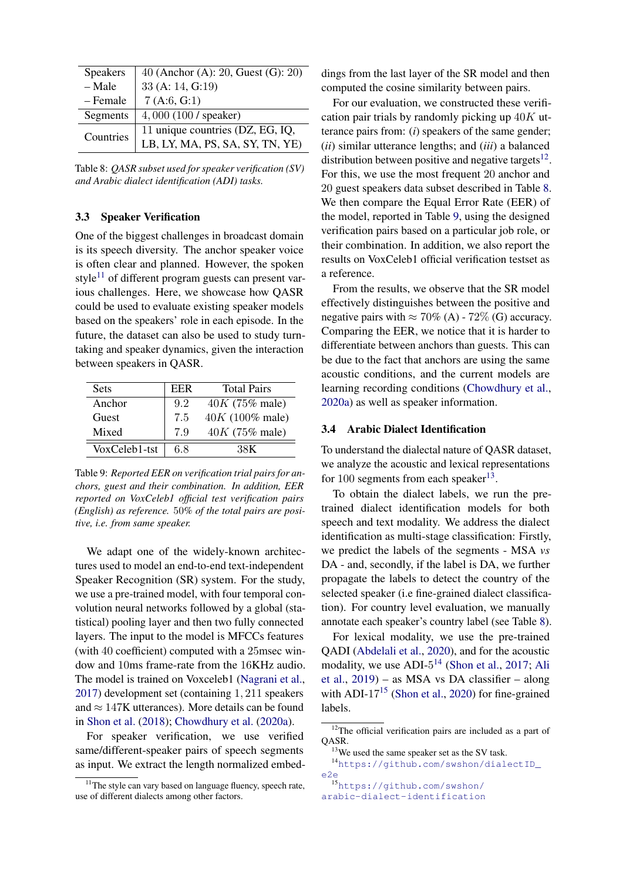| Speakers | 40 (Anchor (A): 20, Guest (G): 20) |
|---|---|
| – Male | 33 (A: 14, G:19) |
| – Female | 7 (A:6, G:1) |
| Segments | 4,000 (100 / speaker) |
| Countries | 11 unique countries (DZ, EG, IQ, LB, LY, MA, PS, SA, SY, TN, YE) |

Table 8: *QASR subset used for speaker verification (SV) and Arabic dialect identification (ADI) tasks.*

### 3.3 Speaker Verification

One of the biggest challenges in broadcast domain is its speech diversity. The anchor speaker voice is often clear and planned. However, the spoken style[11] of different program guests can present various challenges. Here, we showcase how QASR could be used to evaluate existing speaker models based on the speakers' role in each episode. In the future, the dataset can also be used to study turn-taking and speaker dynamics, given the interaction between speakers in QASR.

| Sets | EER | Total Pairs |
|---|---|---|
| Anchor | 9.2 | $40K$ (75% male) |
| Guest | 7.5 | $40K$ (100% male) |
| Mixed | 7.9 | $40K$ (75% male) |
| VoxCeleb1-tst | 6.8 | 38K |

Table 9: *Reported EER on verification trial pairs for anchors, guest and their combination. In addition, EER reported on VoxCeleb1 official test verification pairs (English) as reference. 50% of the total pairs are positive, i.e. from same speaker.*

We adapt one of the widely-known architectures used to model an end-to-end text-independent Speaker Recognition (SR) system. For the study, we use a pre-trained model, with four temporal convolution neural networks followed by a global (statistical) pooling layer and then two fully connected layers. The input to the model is MFCCs features (with 40 coefficient) computed with a 25msec window and 10ms frame-rate from the 16KHz audio. The model is trained on Voxceleb1 (Nagrani et al., 2017) development set (containing 1,211 speakers and ≈ 147K utterances). More details can be found in Shon et al. (2018); Chowdhury et al. (2020a).

For speaker verification, we use verified same/different-speaker pairs of speech segments as input. We extract the length normalized embeddings from the last layer of the SR model and then computed the cosine similarity between pairs.

For our evaluation, we constructed these verification pair trials by randomly picking up $40K$ utterance pairs from: (*i*) speakers of the same gender; (*ii*) similar utterance lengths; and (*iii*) a balanced distribution between positive and negative targets[12]. For this, we use the most frequent 20 anchor and 20 guest speakers data subset described in Table 8. We then compare the Equal Error Rate (EER) of the model, reported in Table 9, using the designed verification pairs based on a particular job role, or their combination. In addition, we also report the results on VoxCeleb1 official verification testset as a reference.

From the results, we observe that the SR model effectively distinguishes between the positive and negative pairs with ≈ 70% (A) - 72% (G) accuracy. Comparing the EER, we notice that it is harder to differentiate between anchors than guests. This can be due to the fact that anchors are using the same acoustic conditions, and the current models are learning recording conditions (Chowdhury et al., 2020a) as well as speaker information.

### 3.4 Arabic Dialect Identification

To understand the dialectal nature of QASR dataset, we analyze the acoustic and lexical representations for 100 segments from each speaker[13].

To obtain the dialect labels, we run the pre-trained dialect identification models for both speech and text modality. We address the dialect identification as multi-stage classification: Firstly, we predict the labels of the segments - MSA *vs* DA - and, secondly, if the label is DA, we further propagate the labels to detect the country of the selected speaker (i.e fine-grained dialect classification). For country level evaluation, we manually annotate each speaker's country label (see Table 8).

For lexical modality, we use the pre-trained QADI (Abdelali et al., 2020), and for the acoustic modality, we use ADI-5[14] (Shon et al., 2017; Ali et al., 2019) – as MSA vs DA classifier – along with ADI-17[15] (Shon et al., 2020) for fine-grained labels.

---

[11] The style can vary based on language fluency, speech rate, use of different dialects among other factors.

[12] The official verification pairs are included as a part of QASR.

[13] We used the same speaker set as the SV task.

[14] https://github.com/swshon/dialectID_e2e

[15] https://github.com/swshon/arabic-dialect-identification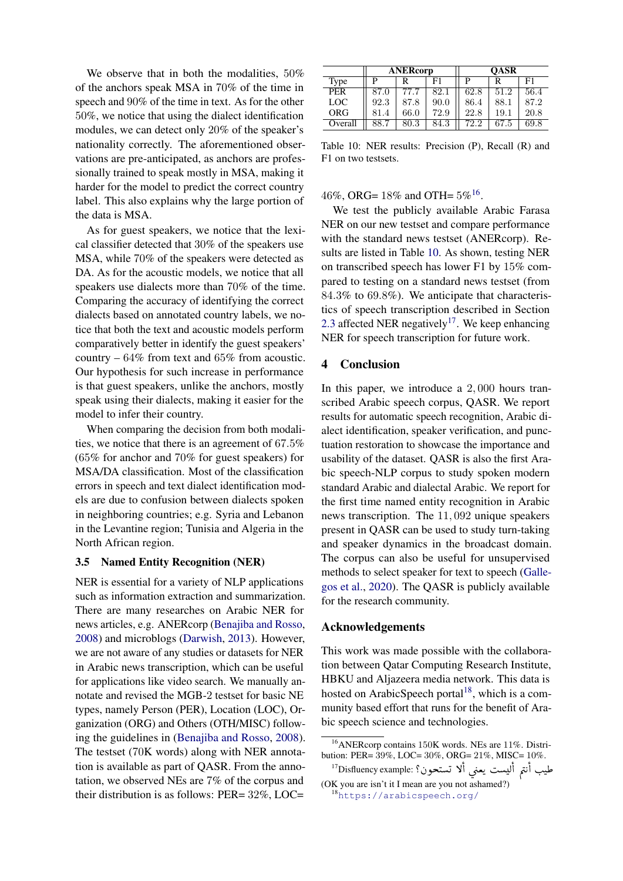We observe that in both the modalities, 50% of the anchors speak MSA in 70% of the time in speech and 90% of the time in text. As for the other 50%, we notice that using the dialect identification modules, we can detect only 20% of the speaker's nationality correctly. The aforementioned observations are pre-anticipated, as anchors are professionally trained to speak mostly in MSA, making it harder for the model to predict the correct country label. This also explains why the large portion of the data is MSA.

As for guest speakers, we notice that the lexical classifier detected that 30% of the speakers use MSA, while 70% of the speakers were detected as DA. As for the acoustic models, we notice that all speakers use dialects more than 70% of the time. Comparing the accuracy of identifying the correct dialects based on annotated country labels, we notice that both the text and acoustic models perform comparatively better in identify the guest speakers' country – 64% from text and 65% from acoustic. Our hypothesis for such increase in performance is that guest speakers, unlike the anchors, mostly speak using their dialects, making it easier for the model to infer their country.

When comparing the decision from both modalities, we notice that there is an agreement of 67.5% (65% for anchor and 70% for guest speakers) for MSA/DA classification. Most of the classification errors in speech and text dialect identification models are due to confusion between dialects spoken in neighboring countries; e.g. Syria and Lebanon in the Levantine region; Tunisia and Algeria in the North African region.

### 3.5 Named Entity Recognition (NER)

NER is essential for a variety of NLP applications such as information extraction and summarization. There are many researches on Arabic NER for news articles, e.g. ANERcorp (Benajiba and Rosso, 2008) and microblogs (Darwish, 2013). However, we are not aware of any studies or datasets for NER in Arabic news transcription, which can be useful for applications like video search. We manually annotate and revise the MGB-2 testset for basic NE types, namely Person (PER), Location (LOC), Organization (ORG) and Others (OTH/MISC) following the guidelines in (Benajiba and Rosso, 2008). The testset (70K words) along with NER annotation is available as part of QASR. From the annotation, we observed NEs are 7% of the corpus and their distribution is as follows: PER= 32%, LOC= 46%, ORG= 18% and OTH= 5%[16].

| | ANERcorp | | | QASR | | |
|---|---|---|---|---|---|---|
| Type | P | R | F1 | P | R | F1 |
| PER | 87.0 | 77.7 | 82.1 | 62.8 | 51.2 | 56.4 |
| LOC | 92.3 | 87.8 | 90.0 | 86.4 | 88.1 | 87.2 |
| ORG | 81.4 | 66.0 | 72.9 | 22.8 | 19.1 | 20.8 |
| Overall | 88.7 | 80.3 | 84.3 | 72.2 | 67.5 | 69.8 |

Table 10: NER results: Precision (P), Recall (R) and F1 on two testsets.

We test the publicly available Arabic Farasa NER on our new testset and compare performance with the standard news testset (ANERcorp). Results are listed in Table 10. As shown, testing NER on transcribed speech has lower F1 by 15% compared to testing on a standard news testset (from 84.3% to 69.8%). We anticipate that characteristics of speech transcription described in Section 2.3 affected NER negatively[17]. We keep enhancing NER for speech transcription for future work.

## 4 Conclusion

In this paper, we introduce a 2,000 hours transcribed Arabic speech corpus, QASR. We report results for automatic speech recognition, Arabic dialect identification, speaker verification, and punctuation restoration to showcase the importance and usability of the dataset. QASR is also the first Arabic speech-NLP corpus to study spoken modern standard Arabic and dialectal Arabic. We report for the first time named entity recognition in Arabic news transcription. The 11,092 unique speakers present in QASR can be used to study turn-taking and speaker dynamics in the broadcast domain. The corpus can also be useful for unsupervised methods to select speaker for text to speech (Gallegos et al., 2020). The QASR is publicly available for the research community.

## Acknowledgements

This work was made possible with the collaboration between Qatar Computing Research Institute, HBKU and Aljazeera media network. This data is hosted on ArabicSpeech portal[18], which is a community based effort that runs for the benefit of Arabic speech science and technologies.

---

[16] ANERcorp contains 150K words. NEs are 11%. Distribution: PER= 39%, LOC= 30%, ORG= 21%, MISC= 10%.

[17] Disfluency example: طيب أنتم أليست يعني ألا تستحون؟ (OK you are isn't it I mean are you not ashamed?)

[18] https://arabicspeech.org/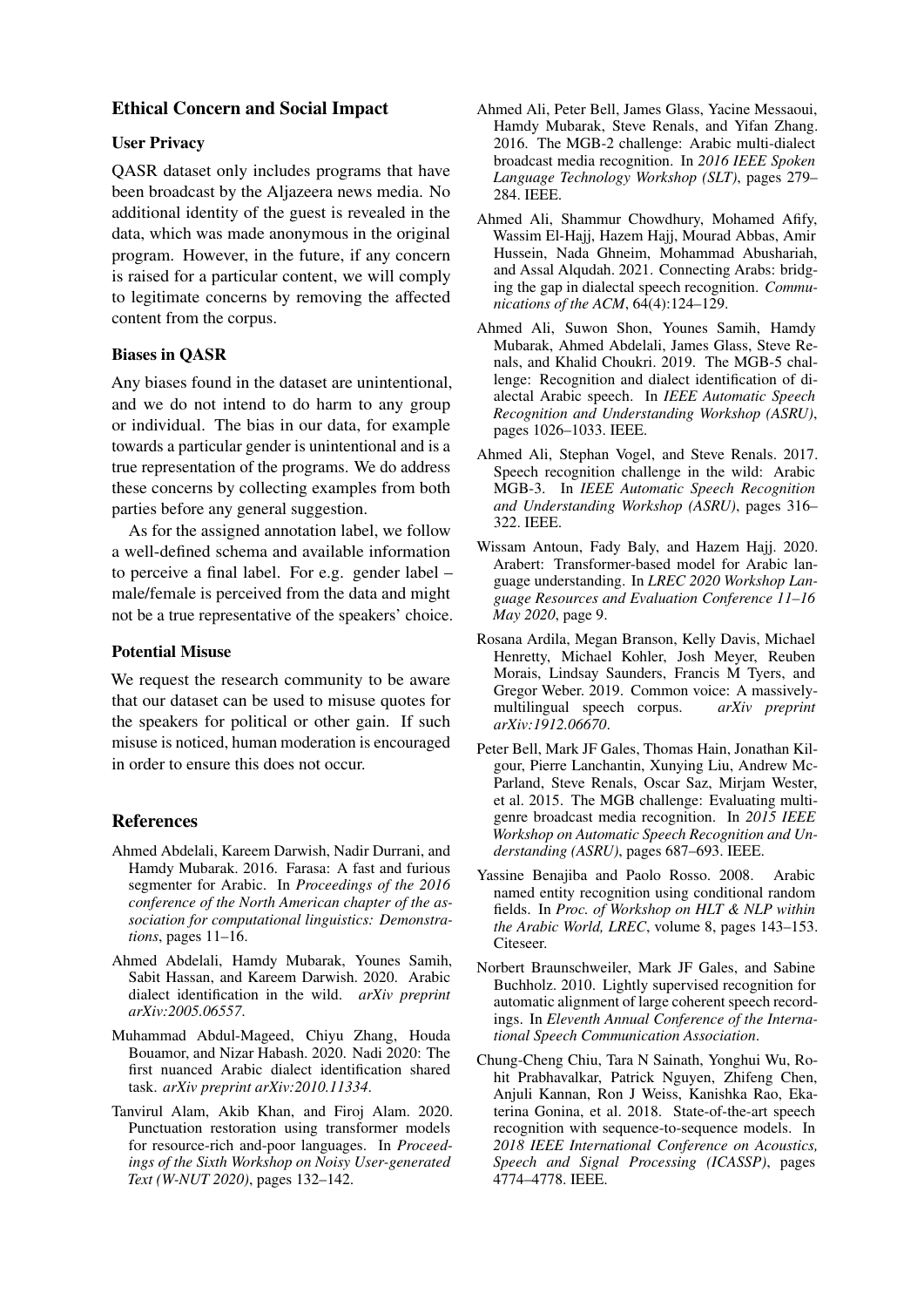## Ethical Concern and Social Impact

### User Privacy

QASR dataset only includes programs that have been broadcast by the Aljazeera news media. No additional identity of the guest is revealed in the data, which was made anonymous in the original program. However, in the future, if any concern is raised for a particular content, we will comply to legitimate concerns by removing the affected content from the corpus.

### Biases in QASR

Any biases found in the dataset are unintentional, and we do not intend to do harm to any group or individual. The bias in our data, for example towards a particular gender is unintentional and is a true representation of the programs. We do address these concerns by collecting examples from both parties before any general suggestion.

As for the assigned annotation label, we follow a well-defined schema and available information to perceive a final label. For e.g. gender label – male/female is perceived from the data and might not be a true representative of the speakers' choice.

### Potential Misuse

We request the research community to be aware that our dataset can be used to misuse quotes for the speakers for political or other gain. If such misuse is noticed, human moderation is encouraged in order to ensure this does not occur.

## References

Ahmed Abdelali, Kareem Darwish, Nadir Durrani, and Hamdy Mubarak. 2016. Farasa: A fast and furious segmenter for Arabic. In *Proceedings of the 2016 conference of the North American chapter of the association for computational linguistics: Demonstrations*, pages 11–16.

Ahmed Abdelali, Hamdy Mubarak, Younes Samih, Sabit Hassan, and Kareem Darwish. 2020. Arabic dialect identification in the wild. *arXiv preprint arXiv:2005.06557*.

Muhammad Abdul-Mageed, Chiyu Zhang, Houda Bouamor, and Nizar Habash. 2020. Nadi 2020: The first nuanced Arabic dialect identification shared task. *arXiv preprint arXiv:2010.11334*.

Tanvirul Alam, Akib Khan, and Firoj Alam. 2020. Punctuation restoration using transformer models for resource-rich and-poor languages. In *Proceedings of the Sixth Workshop on Noisy User-generated Text (W-NUT 2020)*, pages 132–142.

Ahmed Ali, Peter Bell, James Glass, Yacine Messaoui, Hamdy Mubarak, Steve Renals, and Yifan Zhang. 2016. The MGB-2 challenge: Arabic multi-dialect broadcast media recognition. In *2016 IEEE Spoken Language Technology Workshop (SLT)*, pages 279–284. IEEE.

Ahmed Ali, Shammur Chowdhury, Mohamed Afify, Wassim El-Hajj, Hazem Hajj, Mourad Abbas, Amir Hussein, Nada Ghneim, Mohammad Abushariah, and Assal Alqudah. 2021. Connecting Arabs: bridging the gap in dialectal speech recognition. *Communications of the ACM*, 64(4):124–129.

Ahmed Ali, Suwon Shon, Younes Samih, Hamdy Mubarak, Ahmed Abdelali, James Glass, Steve Renals, and Khalid Choukri. 2019. The MGB-5 challenge: Recognition and dialect identification of dialectal Arabic speech. In *IEEE Automatic Speech Recognition and Understanding Workshop (ASRU)*, pages 1026–1033. IEEE.

Ahmed Ali, Stephan Vogel, and Steve Renals. 2017. Speech recognition challenge in the wild: Arabic MGB-3. In *IEEE Automatic Speech Recognition and Understanding Workshop (ASRU)*, pages 316–322. IEEE.

Wissam Antoun, Fady Baly, and Hazem Hajj. 2020. Arabert: Transformer-based model for Arabic language understanding. In *LREC 2020 Workshop Language Resources and Evaluation Conference 11–16 May 2020*, page 9.

Rosana Ardila, Megan Branson, Kelly Davis, Michael Henretty, Michael Kohler, Josh Meyer, Reuben Morais, Lindsay Saunders, Francis M Tyers, and Gregor Weber. 2019. Common voice: A massively-multilingual speech corpus. *arXiv preprint arXiv:1912.06670*.

Peter Bell, Mark JF Gales, Thomas Hain, Jonathan Kilgour, Pierre Lanchantin, Xunying Liu, Andrew McParland, Steve Renals, Oscar Saz, Mirjam Wester, et al. 2015. The MGB challenge: Evaluating multi-genre broadcast media recognition. In *2015 IEEE Workshop on Automatic Speech Recognition and Understanding (ASRU)*, pages 687–693. IEEE.

Yassine Benajiba and Paolo Rosso. 2008. Arabic named entity recognition using conditional random fields. In *Proc. of Workshop on HLT & NLP within the Arabic World, LREC*, volume 8, pages 143–153. Citeseer.

Norbert Braunschweiler, Mark JF Gales, and Sabine Buchholz. 2010. Lightly supervised recognition for automatic alignment of large coherent speech recordings. In *Eleventh Annual Conference of the International Speech Communication Association*.

Chung-Cheng Chiu, Tara N Sainath, Yonghui Wu, Rohit Prabhavalkar, Patrick Nguyen, Zhifeng Chen, Anjuli Kannan, Ron J Weiss, Kanishka Rao, Ekaterina Gonina, et al. 2018. State-of-the-art speech recognition with sequence-to-sequence models. In *2018 IEEE International Conference on Acoustics, Speech and Signal Processing (ICASSP)*, pages 4774–4778. IEEE.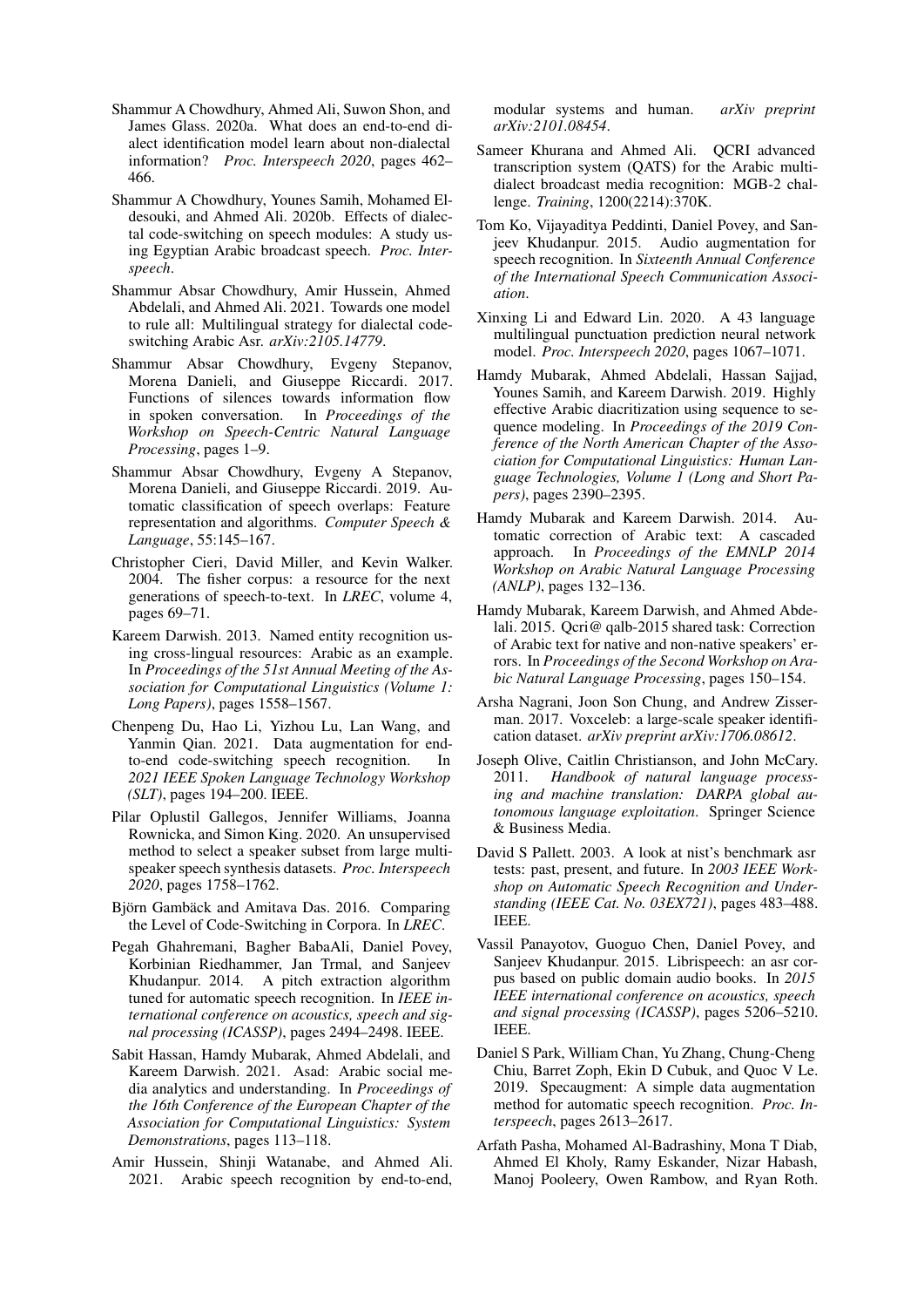Shammur A Chowdhury, Ahmed Ali, Suwon Shon, and James Glass. 2020a. What does an end-to-end dialect identification model learn about non-dialectal information? *Proc. Interspeech 2020*, pages 462–466.

Shammur A Chowdhury, Younes Samih, Mohamed Eldesouki, and Ahmed Ali. 2020b. Effects of dialectal code-switching on speech modules: A study using Egyptian Arabic broadcast speech. *Proc. Interspeech*.

Shammur Absar Chowdhury, Amir Hussein, Ahmed Abdelali, and Ahmed Ali. 2021. Towards one model to rule all: Multilingual strategy for dialectal code-switching Arabic Asr. *arXiv:2105.14779*.

Shammur Absar Chowdhury, Evgeny Stepanov, Morena Danieli, and Giuseppe Riccardi. 2017. Functions of silences towards information flow in spoken conversation. In *Proceedings of the Workshop on Speech-Centric Natural Language Processing*, pages 1–9.

Shammur Absar Chowdhury, Evgeny A Stepanov, Morena Danieli, and Giuseppe Riccardi. 2019. Automatic classification of speech overlaps: Feature representation and algorithms. *Computer Speech & Language*, 55:145–167.

Christopher Cieri, David Miller, and Kevin Walker. 2004. The fisher corpus: a resource for the next generations of speech-to-text. In *LREC*, volume 4, pages 69–71.

Kareem Darwish. 2013. Named entity recognition using cross-lingual resources: Arabic as an example. In *Proceedings of the 51st Annual Meeting of the Association for Computational Linguistics (Volume 1: Long Papers)*, pages 1558–1567.

Chenpeng Du, Hao Li, Yizhou Lu, Lan Wang, and Yanmin Qian. 2021. Data augmentation for end-to-end code-switching speech recognition. In *2021 IEEE Spoken Language Technology Workshop (SLT)*, pages 194–200. IEEE.

Pilar Oplustil Gallegos, Jennifer Williams, Joanna Rownicka, and Simon King. 2020. An unsupervised method to select a speaker subset from large multi-speaker speech synthesis datasets. *Proc. Interspeech 2020*, pages 1758–1762.

Björn Gambäck and Amitava Das. 2016. Comparing the Level of Code-Switching in Corpora. In *LREC*.

Pegah Ghahremani, Bagher BabaAli, Daniel Povey, Korbinian Riedhammer, Jan Trmal, and Sanjeev Khudanpur. 2014. A pitch extraction algorithm tuned for automatic speech recognition. In *IEEE international conference on acoustics, speech and signal processing (ICASSP)*, pages 2494–2498. IEEE.

Sabit Hassan, Hamdy Mubarak, Ahmed Abdelali, and Kareem Darwish. 2021. Asad: Arabic social media analytics and understanding. In *Proceedings of the 16th Conference of the European Chapter of the Association for Computational Linguistics: System Demonstrations*, pages 113–118.

Amir Hussein, Shinji Watanabe, and Ahmed Ali. 2021. Arabic speech recognition by end-to-end, modular systems and human. *arXiv preprint arXiv:2101.08454*.

Sameer Khurana and Ahmed Ali. QCRI advanced transcription system (QATS) for the Arabic multi-dialect broadcast media recognition: MGB-2 challenge. *Training*, 1200(2214):370K.

Tom Ko, Vijayaditya Peddinti, Daniel Povey, and Sanjeev Khudanpur. 2015. Audio augmentation for speech recognition. In *Sixteenth Annual Conference of the International Speech Communication Association*.

Xinxing Li and Edward Lin. 2020. A 43 language multilingual punctuation prediction neural network model. *Proc. Interspeech 2020*, pages 1067–1071.

Hamdy Mubarak, Ahmed Abdelali, Hassan Sajjad, Younes Samih, and Kareem Darwish. 2019. Highly effective Arabic diacritization using sequence to sequence modeling. In *Proceedings of the 2019 Conference of the North American Chapter of the Association for Computational Linguistics: Human Language Technologies, Volume 1 (Long and Short Papers)*, pages 2390–2395.

Hamdy Mubarak and Kareem Darwish. 2014. Automatic correction of Arabic text: A cascaded approach. In *Proceedings of the EMNLP 2014 Workshop on Arabic Natural Language Processing (ANLP)*, pages 132–136.

Hamdy Mubarak, Kareem Darwish, and Ahmed Abdelali. 2015. Qcri@ qalb-2015 shared task: Correction of Arabic text for native and non-native speakers' errors. In *Proceedings of the Second Workshop on Arabic Natural Language Processing*, pages 150–154.

Arsha Nagrani, Joon Son Chung, and Andrew Zisserman. 2017. Voxceleb: a large-scale speaker identification dataset. *arXiv preprint arXiv:1706.08612*.

Joseph Olive, Caitlin Christianson, and John McCary. 2011. *Handbook of natural language processing and machine translation: DARPA global autonomous language exploitation*. Springer Science & Business Media.

David S Pallett. 2003. A look at nist's benchmark asr tests: past, present, and future. In *2003 IEEE Workshop on Automatic Speech Recognition and Understanding (IEEE Cat. No. 03EX721)*, pages 483–488. IEEE.

Vassil Panayotov, Guoguo Chen, Daniel Povey, and Sanjeev Khudanpur. 2015. Librispeech: an asr corpus based on public domain audio books. In *2015 IEEE international conference on acoustics, speech and signal processing (ICASSP)*, pages 5206–5210. IEEE.

Daniel S Park, William Chan, Yu Zhang, Chung-Cheng Chiu, Barret Zoph, Ekin D Cubuk, and Quoc V Le. 2019. Specaugment: A simple data augmentation method for automatic speech recognition. *Proc. Interspeech*, pages 2613–2617.

Arfath Pasha, Mohamed Al-Badrashiny, Mona T Diab, Ahmed El Kholy, Ramy Eskander, Nizar Habash, Manoj Pooleery, Owen Rambow, and Ryan Roth.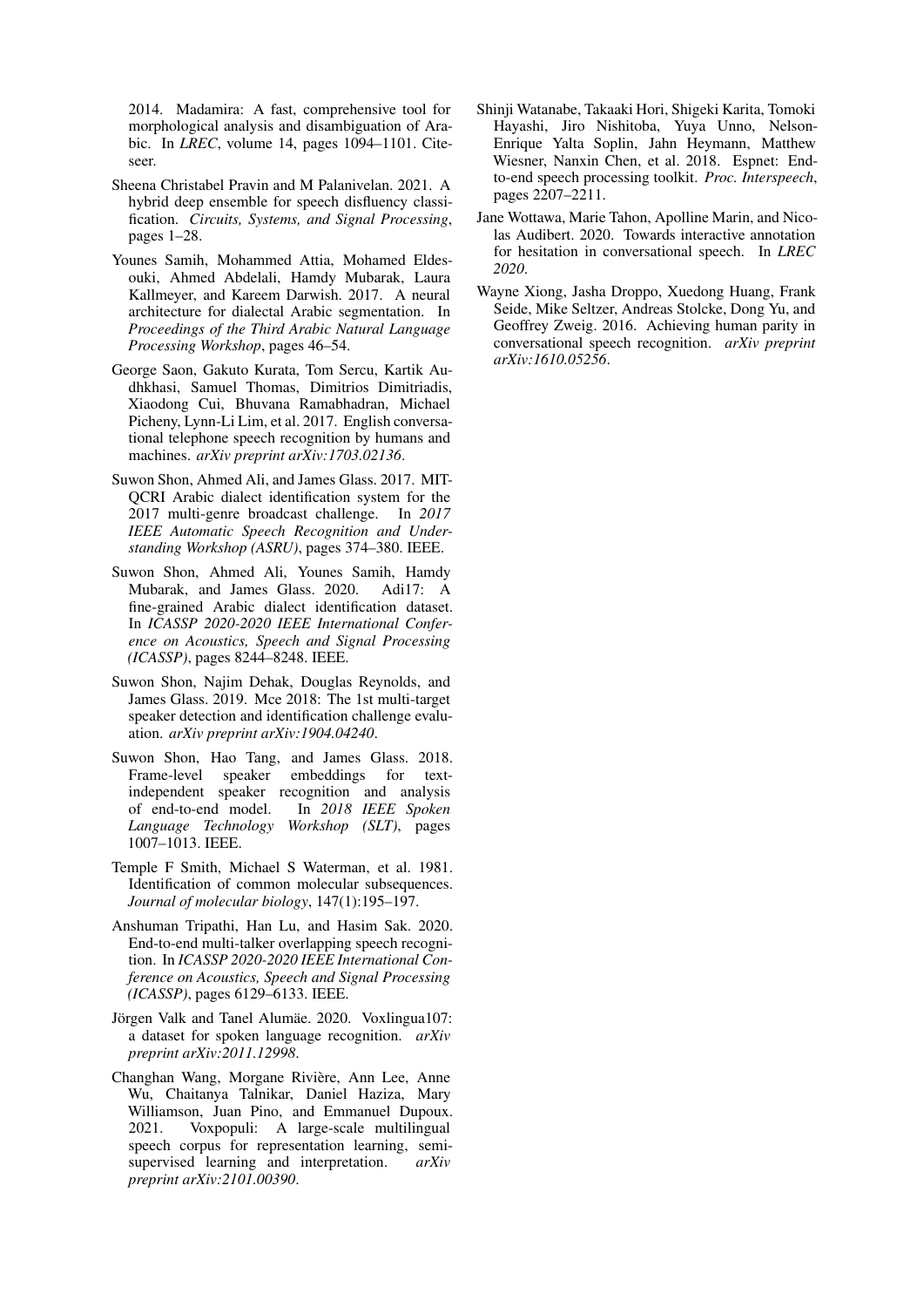2014. Madamira: A fast, comprehensive tool for morphological analysis and disambiguation of Arabic. In *LREC*, volume 14, pages 1094–1101. Citeseer.

Sheena Christabel Pravin and M Palanivelan. 2021. A hybrid deep ensemble for speech disfluency classification. *Circuits, Systems, and Signal Processing*, pages 1–28.

Younes Samih, Mohammed Attia, Mohamed Eldesouki, Ahmed Abdelali, Hamdy Mubarak, Laura Kallmeyer, and Kareem Darwish. 2017. A neural architecture for dialectal Arabic segmentation. In *Proceedings of the Third Arabic Natural Language Processing Workshop*, pages 46–54.

George Saon, Gakuto Kurata, Tom Sercu, Kartik Audhkhasi, Samuel Thomas, Dimitrios Dimitriadis, Xiaodong Cui, Bhuvana Ramabhadran, Michael Picheny, Lynn-Li Lim, et al. 2017. English conversational telephone speech recognition by humans and machines. *arXiv preprint arXiv:1703.02136*.

Suwon Shon, Ahmed Ali, and James Glass. 2017. MIT-QCRI Arabic dialect identification system for the 2017 multi-genre broadcast challenge. In *2017 IEEE Automatic Speech Recognition and Understanding Workshop (ASRU)*, pages 374–380. IEEE.

Suwon Shon, Ahmed Ali, Younes Samih, Hamdy Mubarak, and James Glass. 2020. Adi17: A fine-grained Arabic dialect identification dataset. In *ICASSP 2020-2020 IEEE International Conference on Acoustics, Speech and Signal Processing (ICASSP)*, pages 8244–8248. IEEE.

Suwon Shon, Najim Dehak, Douglas Reynolds, and James Glass. 2019. Mce 2018: The 1st multi-target speaker detection and identification challenge evaluation. *arXiv preprint arXiv:1904.04240*.

Suwon Shon, Hao Tang, and James Glass. 2018. Frame-level speaker embeddings for text-independent speaker recognition and analysis of end-to-end model. In *2018 IEEE Spoken Language Technology Workshop (SLT)*, pages 1007–1013. IEEE.

Temple F Smith, Michael S Waterman, et al. 1981. Identification of common molecular subsequences. *Journal of molecular biology*, 147(1):195–197.

Anshuman Tripathi, Han Lu, and Hasim Sak. 2020. End-to-end multi-talker overlapping speech recognition. In *ICASSP 2020-2020 IEEE International Conference on Acoustics, Speech and Signal Processing (ICASSP)*, pages 6129–6133. IEEE.

Jörgen Valk and Tanel Alumäe. 2020. Voxlingua107: a dataset for spoken language recognition. *arXiv preprint arXiv:2011.12998*.

Changhan Wang, Morgane Rivière, Ann Lee, Anne Wu, Chaitanya Talnikar, Daniel Haziza, Mary Williamson, Juan Pino, and Emmanuel Dupoux. 2021. Voxpopuli: A large-scale multilingual speech corpus for representation learning, semi-supervised learning and interpretation. *arXiv preprint arXiv:2101.00390*.

Shinji Watanabe, Takaaki Hori, Shigeki Karita, Tomoki Hayashi, Jiro Nishitoba, Yuya Unno, Nelson-Enrique Yalta Soplin, Jahn Heymann, Matthew Wiesner, Nanxin Chen, et al. 2018. Espnet: End-to-end speech processing toolkit. *Proc. Interspeech*, pages 2207–2211.

Jane Wottawa, Marie Tahon, Apolline Marin, and Nicolas Audibert. 2020. Towards interactive annotation for hesitation in conversational speech. In *LREC 2020*.

Wayne Xiong, Jasha Droppo, Xuedong Huang, Frank Seide, Mike Seltzer, Andreas Stolcke, Dong Yu, and Geoffrey Zweig. 2016. Achieving human parity in conversational speech recognition. *arXiv preprint arXiv:1610.05256*.